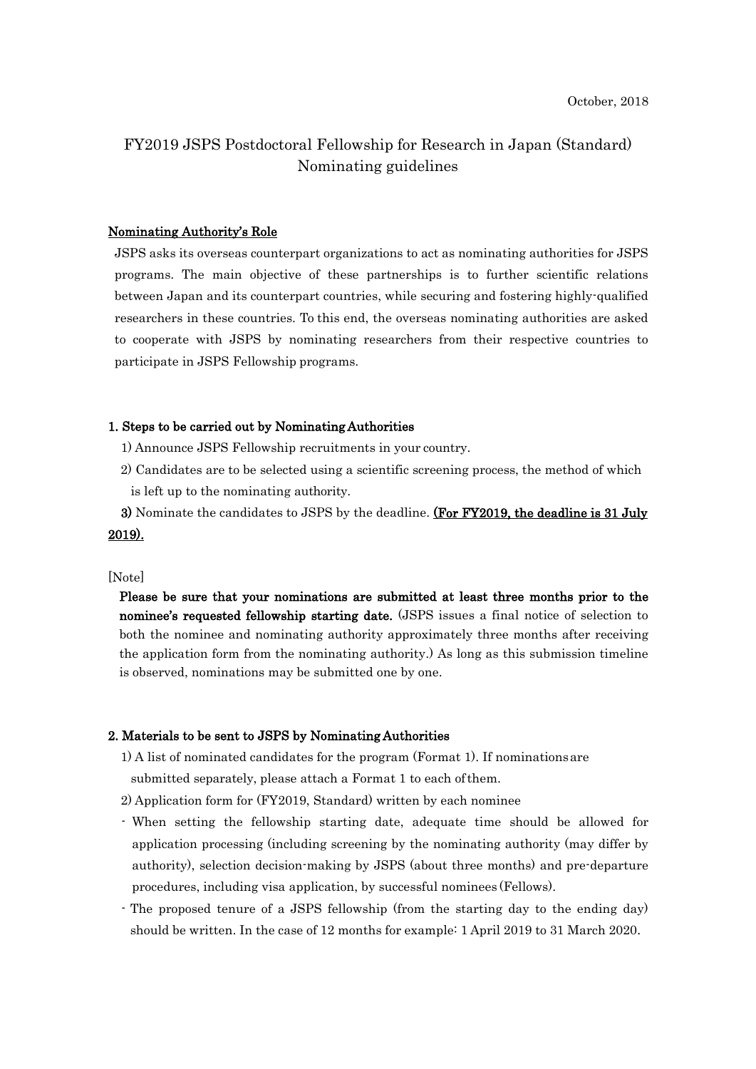October, 2018

# FY2019 JSPS Postdoctoral Fellowship for Research in Japan (Standard) Nominating guidelines

## Nominating Authority's Role

JSPS asks its overseas counterpart organizations to act as nominating authorities for JSPS programs. The main objective of these partnerships is to further scientific relations between Japan and its counterpart countries, while securing and fostering highly-qualified researchers in these countries. To this end, the overseas nominating authorities are asked to cooperate with JSPS by nominating researchers from their respective countries to participate in JSPS Fellowship programs.

### 1. Steps to be carried out by Nominating Authorities

1) Announce JSPS Fellowship recruitments in your country.

2) Candidates are to be selected using a scientific screening process, the method of which is left up to the nominating authority.

**3)** Nominate the candidates to JSPS by the deadline. **(For FY2019, the deadline is 31 July 2019).**

[Note]

**Please be sure that your nominations are submitted at least three months prior to the nominee's requested fellowship starting date.** (JSPS issues a final notice of selection to both the nominee and nominating authority approximately three months after receiving the application form from the nominating authority.) As long as this submission timeline is observed, nominations may be submitted one by one.

### 2. Materials to be sent to JSPS by Nominating Authorities

1) A list of nominated candidates for the program (Format 1). If nominations are submitted separately, please attach a Format 1 to each of them.

2) Application form for (FY2019, Standard) written by each nominee

- When setting the fellowship starting date, adequate time should be allowed for application processing (including screening by the nominating authority (may differ by authority), selection decision-making by JSPS (about three months) and pre-departure procedures, including visa application, by successful nominees (Fellows).
- The proposed tenure of a JSPS fellowship (from the starting day to the ending day) should be written. In the case of 12 months for example: 1 April 2019 to 31 March 2020.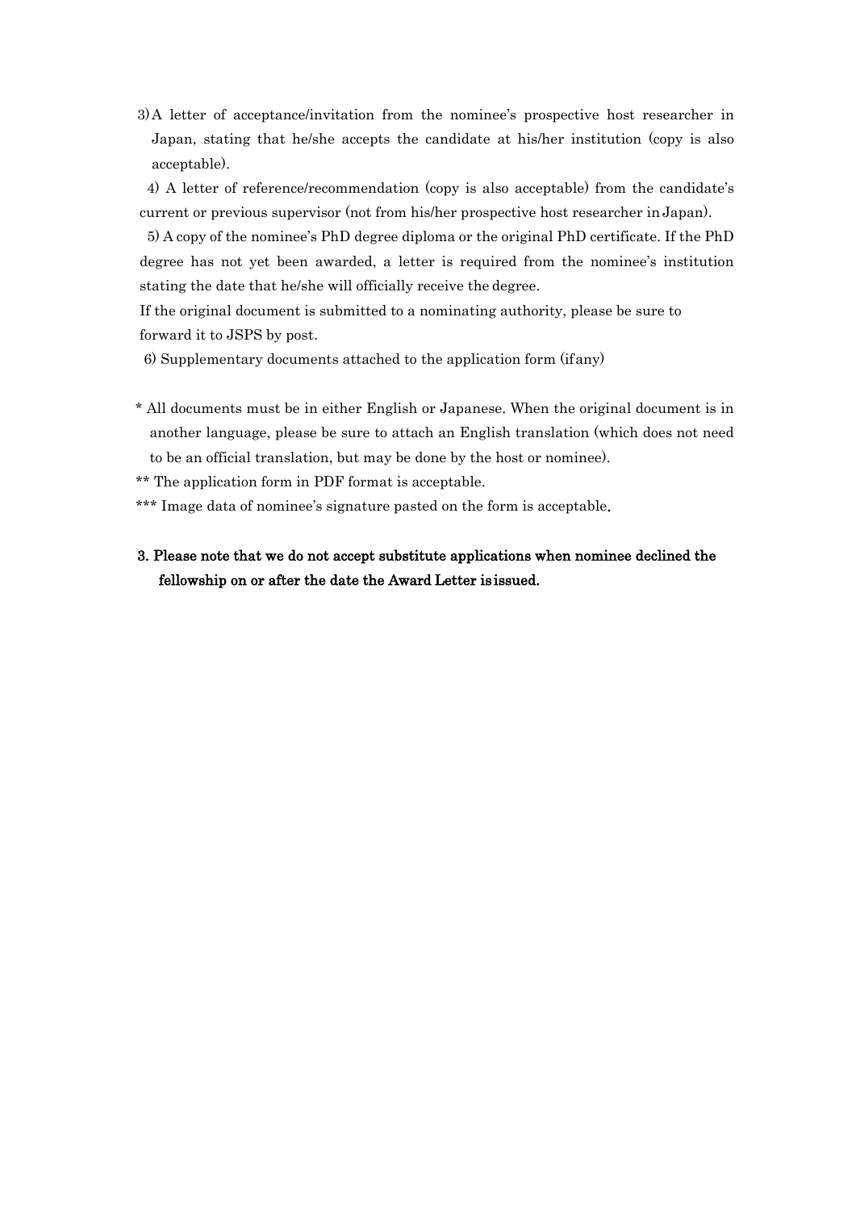3) A letter of acceptance/invitation from the nominee's prospective host researcher in Japan, stating that he/she accepts the candidate at his/her institution (copy is also acceptable).

4) A letter of reference/recommendation (copy is also acceptable) from the candidate's current or previous supervisor (not from his/her prospective host researcher in Japan).

5) A copy of the nominee's PhD degree diploma or the original PhD certificate. If the PhD degree has not yet been awarded, a letter is required from the nominee's institution stating the date that he/she will officially receive the degree.

If the original document is submitted to a nominating authority, please be sure to forward it to JSPS by post.

6) Supplementary documents attached to the application form (if any)

\* All documents must be in either English or Japanese. When the original document is in another language, please be sure to attach an English translation (which does not need to be an official translation, but may be done by the host or nominee).

\*\* The application form in PDF format is acceptable.

\*\*\* Image data of nominee's signature pasted on the form is acceptable.

**3. Please note that we do not accept substitute applications when nominee declined the fellowship on or after the date the Award Letter is issued.**